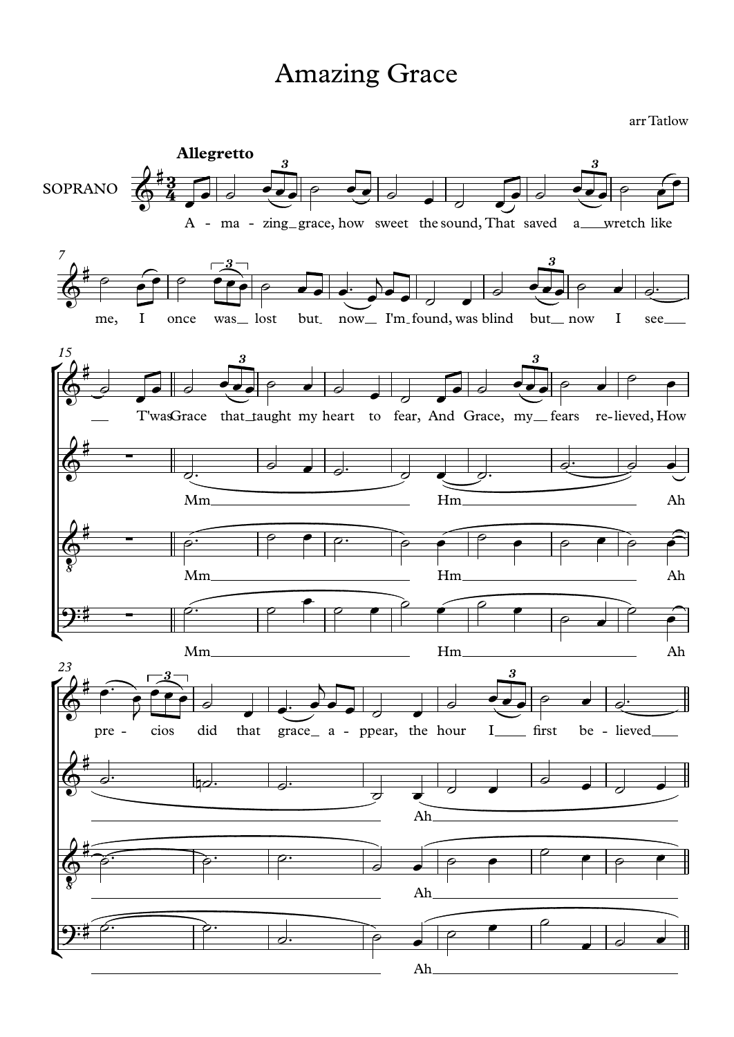# Amazing Grace

arr Tatlow

**Allegretto**

SOPRANO

A - ma - zing grace, how sweet the sound, That saved a wretch like me, I once was lost but now I'm found, was blind but now I see

T'was Grace that taught my heart to fear, And Grace, my fears re - lieved, How pre - cios did that grace a - ppear, the hour I first be - lieved

Mm Hm Ah Ah

Mm Hm Ah Ah

Mm Hm Ah Ah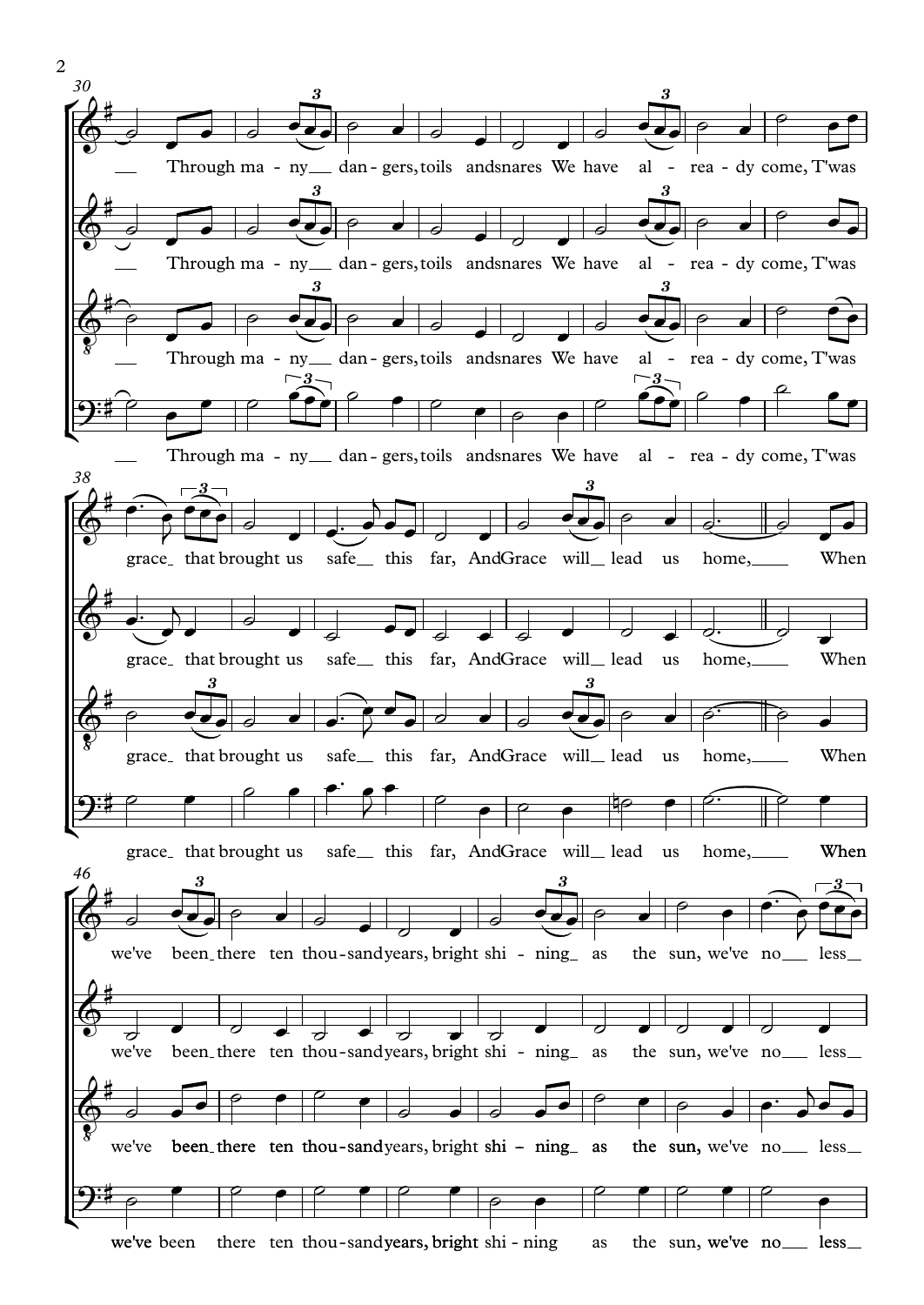30

Through ma - ny dan - gers, toils and snares We have al - rea - dy come, T'was

38

grace that brought us safe this far, And Grace will lead us home, When

46

we've been there ten thou - sand years, bright shi - ning as the sun, we've no less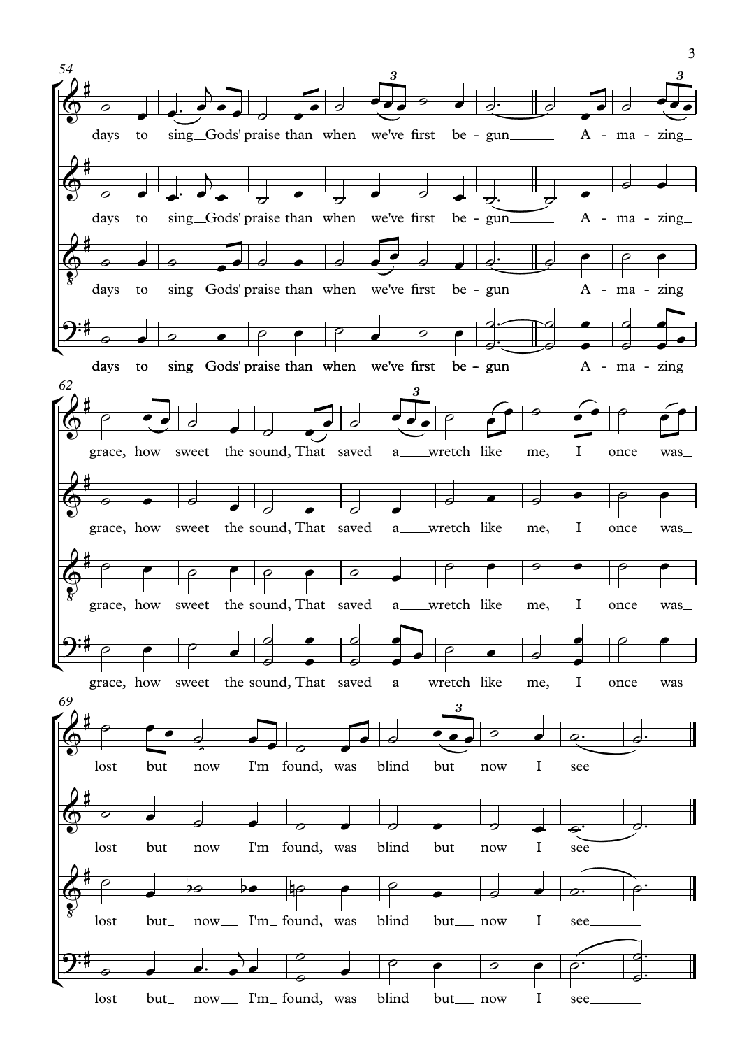days to sing Gods' praise than when we've first be - gun A - ma - zing

grace, how sweet the sound, That saved a wretch like me, I once was

lost but now I'm found, was blind but now I see